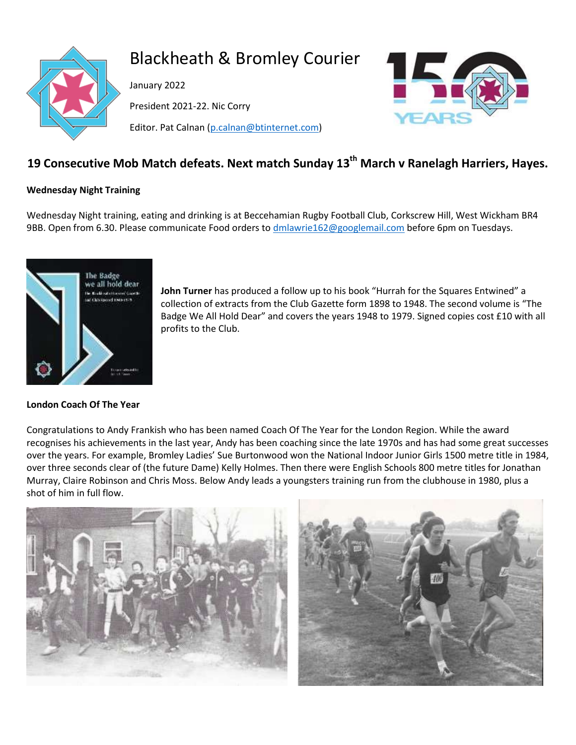# Blackheath & Bromley Courier

January 2022

President 2021-22. Nic Corry

Editor. Pat Calnan (p.calnan@btinternet.com)

## 19 Consecutive Mob Match defeats. Next match Sunday 13th March v Ranelagh Harriers, Hayes.

**Wednesday Night Training**

Wednesday Night training, eating and drinking is at Beccehamian Rugby Football Club, Corkscrew Hill, West Wickham BR4 9BB. Open from 6.30. Please communicate Food orders to dmlawrie162@googlemail.com before 6pm on Tuesdays.

**John Turner** has produced a follow up to his book "Hurrah for the Squares Entwined" a collection of extracts from the Club Gazette form 1898 to 1948. The second volume is "The Badge We All Hold Dear" and covers the years 1948 to 1979. Signed copies cost £10 with all profits to the Club.

**London Coach Of The Year**

Congratulations to Andy Frankish who has been named Coach Of The Year for the London Region. While the award recognises his achievements in the last year, Andy has been coaching since the late 1970s and has had some great successes over the years. For example, Bromley Ladies' Sue Burtonwood won the National Indoor Junior Girls 1500 metre title in 1984, over three seconds clear of (the future Dame) Kelly Holmes. Then there were English Schools 800 metre titles for Jonathan Murray, Claire Robinson and Chris Moss. Below Andy leads a youngsters training run from the clubhouse in 1980, plus a shot of him in full flow.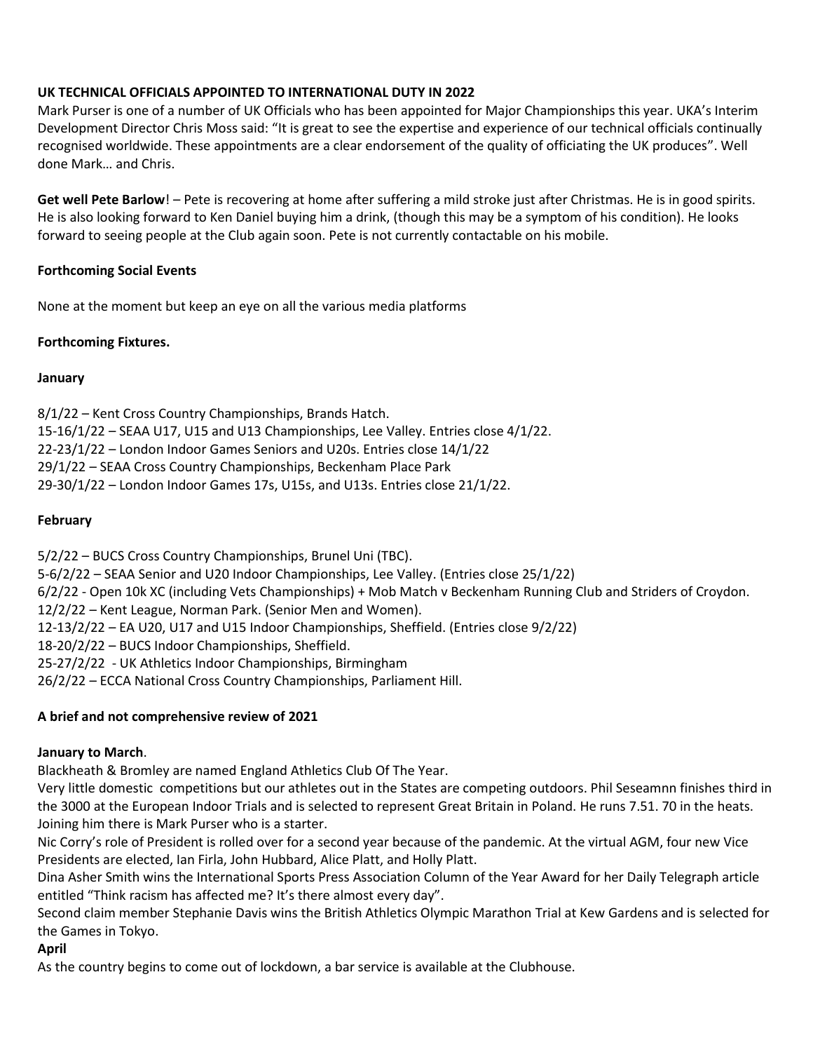**UK TECHNICAL OFFICIALS APPOINTED TO INTERNATIONAL DUTY IN 2022**

Mark Purser is one of a number of UK Officials who has been appointed for Major Championships this year. UKA's Interim Development Director Chris Moss said: "It is great to see the expertise and experience of our technical officials continually recognised worldwide. These appointments are a clear endorsement of the quality of officiating the UK produces". Well done Mark… and Chris.

**Get well Pete Barlow**! – Pete is recovering at home after suffering a mild stroke just after Christmas. He is in good spirits. He is also looking forward to Ken Daniel buying him a drink, (though this may be a symptom of his condition). He looks forward to seeing people at the Club again soon. Pete is not currently contactable on his mobile.

**Forthcoming Social Events**

None at the moment but keep an eye on all the various media platforms

**Forthcoming Fixtures.**

**January**

8/1/22 – Kent Cross Country Championships, Brands Hatch.
15-16/1/22 – SEAA U17, U15 and U13 Championships, Lee Valley. Entries close 4/1/22.
22-23/1/22 – London Indoor Games Seniors and U20s. Entries close 14/1/22
29/1/22 – SEAA Cross Country Championships, Beckenham Place Park
29-30/1/22 – London Indoor Games 17s, U15s, and U13s. Entries close 21/1/22.

**February**

5/2/22 – BUCS Cross Country Championships, Brunel Uni (TBC).
5-6/2/22 – SEAA Senior and U20 Indoor Championships, Lee Valley. (Entries close 25/1/22)
6/2/22 - Open 10k XC (including Vets Championships) + Mob Match v Beckenham Running Club and Striders of Croydon.
12/2/22 – Kent League, Norman Park. (Senior Men and Women).
12-13/2/22 – EA U20, U17 and U15 Indoor Championships, Sheffield. (Entries close 9/2/22)
18-20/2/22 – BUCS Indoor Championships, Sheffield.
25-27/2/22 - UK Athletics Indoor Championships, Birmingham
26/2/22 – ECCA National Cross Country Championships, Parliament Hill.

**A brief and not comprehensive review of 2021**

**January to March**.

Blackheath & Bromley are named England Athletics Club Of The Year.
Very little domestic competitions but our athletes out in the States are competing outdoors. Phil Seseamnn finishes third in the 3000 at the European Indoor Trials and is selected to represent Great Britain in Poland. He runs 7.51. 70 in the heats. Joining him there is Mark Purser who is a starter.
Nic Corry's role of President is rolled over for a second year because of the pandemic. At the virtual AGM, four new Vice Presidents are elected, Ian Firla, John Hubbard, Alice Platt, and Holly Platt.
Dina Asher Smith wins the International Sports Press Association Column of the Year Award for her Daily Telegraph article entitled "Think racism has affected me? It's there almost every day".
Second claim member Stephanie Davis wins the British Athletics Olympic Marathon Trial at Kew Gardens and is selected for the Games in Tokyo.

**April**

As the country begins to come out of lockdown, a bar service is available at the Clubhouse.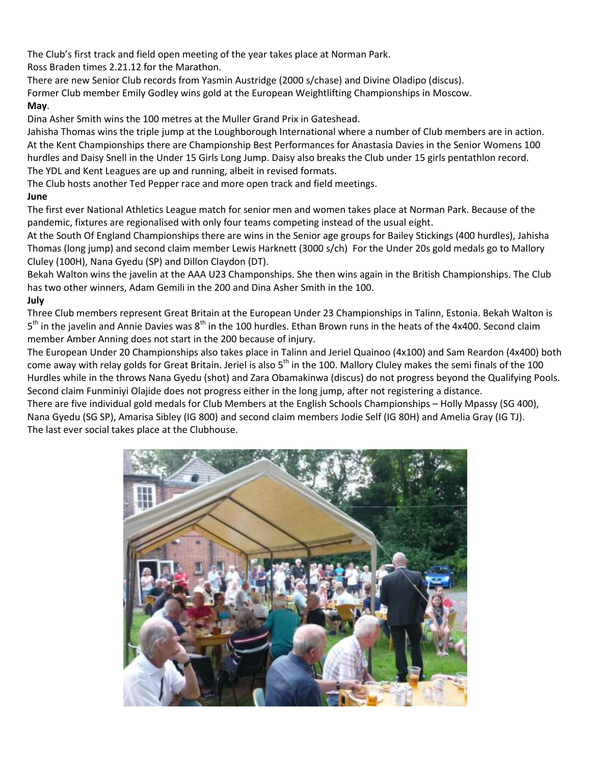The Club's first track and field open meeting of the year takes place at Norman Park.
Ross Braden times 2.21.12 for the Marathon.
There are new Senior Club records from Yasmin Austridge (2000 s/chase) and Divine Oladipo (discus).
Former Club member Emily Godley wins gold at the European Weightlifting Championships in Moscow.

**May**.

Dina Asher Smith wins the 100 metres at the Muller Grand Prix in Gateshead.
Jahisha Thomas wins the triple jump at the Loughborough International where a number of Club members are in action.
At the Kent Championships there are Championship Best Performances for Anastasia Davies in the Senior Womens 100 hurdles and Daisy Snell in the Under 15 Girls Long Jump. Daisy also breaks the Club under 15 girls pentathlon record.
The YDL and Kent Leagues are up and running, albeit in revised formats.
The Club hosts another Ted Pepper race and more open track and field meetings.

**June**

The first ever National Athletics League match for senior men and women takes place at Norman Park. Because of the pandemic, fixtures are regionalised with only four teams competing instead of the usual eight.
At the South Of England Championships there are wins in the Senior age groups for Bailey Stickings (400 hurdles), Jahisha Thomas (long jump) and second claim member Lewis Harknett (3000 s/ch) For the Under 20s gold medals go to Mallory Cluley (100H), Nana Gyedu (SP) and Dillon Claydon (DT).
Bekah Walton wins the javelin at the AAA U23 Champonships. She then wins again in the British Championships. The Club has two other winners, Adam Gemili in the 200 and Dina Asher Smith in the 100.

**July**

Three Club members represent Great Britain at the European Under 23 Championships in Talinn, Estonia. Bekah Walton is 5th in the javelin and Annie Davies was 8th in the 100 hurdles. Ethan Brown runs in the heats of the 4x400. Second claim member Amber Anning does not start in the 200 because of injury.
The European Under 20 Championships also takes place in Talinn and Jeriel Quainoo (4x100) and Sam Reardon (4x400) both come away with relay golds for Great Britain. Jeriel is also 5th in the 100. Mallory Cluley makes the semi finals of the 100 Hurdles while in the throws Nana Gyedu (shot) and Zara Obamakinwa (discus) do not progress beyond the Qualifying Pools. Second claim Funminiyi Olajide does not progress either in the long jump, after not registering a distance.
There are five individual gold medals for Club Members at the English Schools Championships – Holly Mpassy (SG 400), Nana Gyedu (SG SP), Amarisa Sibley (IG 800) and second claim members Jodie Self (IG 80H) and Amelia Gray (IG TJ).
The last ever social takes place at the Clubhouse.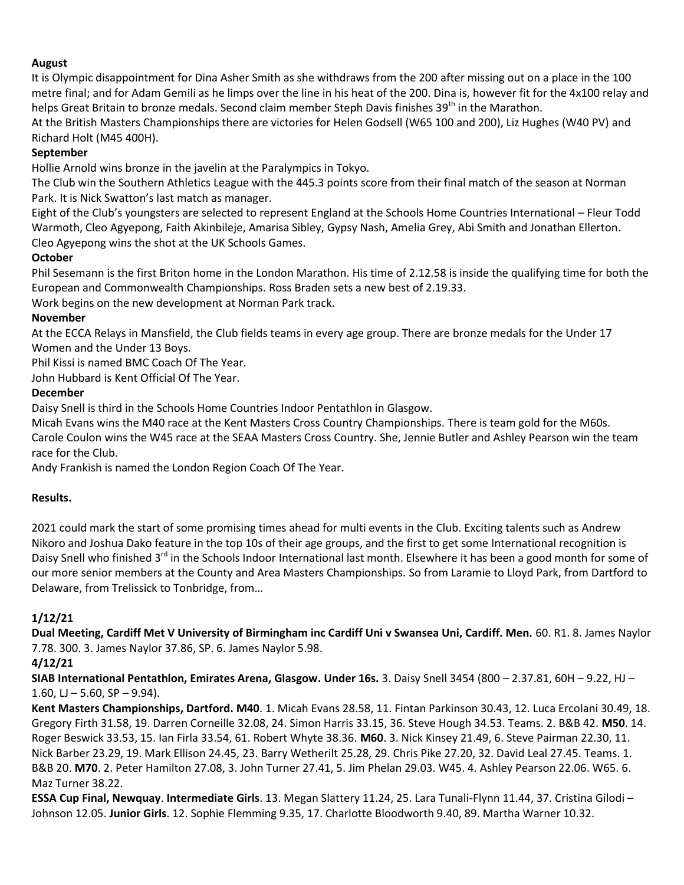**August**

It is Olympic disappointment for Dina Asher Smith as she withdraws from the 200 after missing out on a place in the 100 metre final; and for Adam Gemili as he limps over the line in his heat of the 200. Dina is, however fit for the 4x100 relay and helps Great Britain to bronze medals. Second claim member Steph Davis finishes 39th in the Marathon.

At the British Masters Championships there are victories for Helen Godsell (W65 100 and 200), Liz Hughes (W40 PV) and Richard Holt (M45 400H).

**September**

Hollie Arnold wins bronze in the javelin at the Paralympics in Tokyo.

The Club win the Southern Athletics League with the 445.3 points score from their final match of the season at Norman Park. It is Nick Swatton's last match as manager.

Eight of the Club's youngsters are selected to represent England at the Schools Home Countries International – Fleur Todd Warmoth, Cleo Agyepong, Faith Akinbileje, Amarisa Sibley, Gypsy Nash, Amelia Grey, Abi Smith and Jonathan Ellerton.

Cleo Agyepong wins the shot at the UK Schools Games.

**October**

Phil Sesemann is the first Briton home in the London Marathon. His time of 2.12.58 is inside the qualifying time for both the European and Commonwealth Championships. Ross Braden sets a new best of 2.19.33.

Work begins on the new development at Norman Park track.

**November**

At the ECCA Relays in Mansfield, the Club fields teams in every age group. There are bronze medals for the Under 17 Women and the Under 13 Boys.

Phil Kissi is named BMC Coach Of The Year.

John Hubbard is Kent Official Of The Year.

**December**

Daisy Snell is third in the Schools Home Countries Indoor Pentathlon in Glasgow.

Micah Evans wins the M40 race at the Kent Masters Cross Country Championships. There is team gold for the M60s.

Carole Coulon wins the W45 race at the SEAA Masters Cross Country. She, Jennie Butler and Ashley Pearson win the team race for the Club.

Andy Frankish is named the London Region Coach Of The Year.

**Results.**

2021 could mark the start of some promising times ahead for multi events in the Club. Exciting talents such as Andrew Nikoro and Joshua Dako feature in the top 10s of their age groups, and the first to get some International recognition is Daisy Snell who finished 3rd in the Schools Indoor International last month. Elsewhere it has been a good month for some of our more senior members at the County and Area Masters Championships. So from Laramie to Lloyd Park, from Dartford to Delaware, from Trelissick to Tonbridge, from…

**1/12/21**

**Dual Meeting, Cardiff Met V University of Birmingham inc Cardiff Uni v Swansea Uni, Cardiff. Men.** 60. R1. 8. James Naylor 7.78. 300. 3. James Naylor 37.86, SP. 6. James Naylor 5.98.

**4/12/21**

**SIAB International Pentathlon, Emirates Arena, Glasgow. Under 16s.** 3. Daisy Snell 3454 (800 – 2.37.81, 60H – 9.22, HJ – 1.60, LJ – 5.60, SP – 9.94).

**Kent Masters Championships, Dartford. M40**. 1. Micah Evans 28.58, 11. Fintan Parkinson 30.43, 12. Luca Ercolani 30.49, 18. Gregory Firth 31.58, 19. Darren Corneille 32.08, 24. Simon Harris 33.15, 36. Steve Hough 34.53. Teams. 2. B&B 42. **M50**. 14. Roger Beswick 33.53, 15. Ian Firla 33.54, 61. Robert Whyte 38.36. **M60**. 3. Nick Kinsey 21.49, 6. Steve Pairman 22.30, 11. Nick Barber 23.29, 19. Mark Ellison 24.45, 23. Barry Wetherilt 25.28, 29. Chris Pike 27.20, 32. David Leal 27.45. Teams. 1. B&B 20. **M70**. 2. Peter Hamilton 27.08, 3. John Turner 27.41, 5. Jim Phelan 29.03. W45. 4. Ashley Pearson 22.06. W65. 6. Maz Turner 38.22.

**ESSA Cup Final, Newquay**. **Intermediate Girls**. 13. Megan Slattery 11.24, 25. Lara Tunali-Flynn 11.44, 37. Cristina Gilodi – Johnson 12.05. **Junior Girls**. 12. Sophie Flemming 9.35, 17. Charlotte Bloodworth 9.40, 89. Martha Warner 10.32.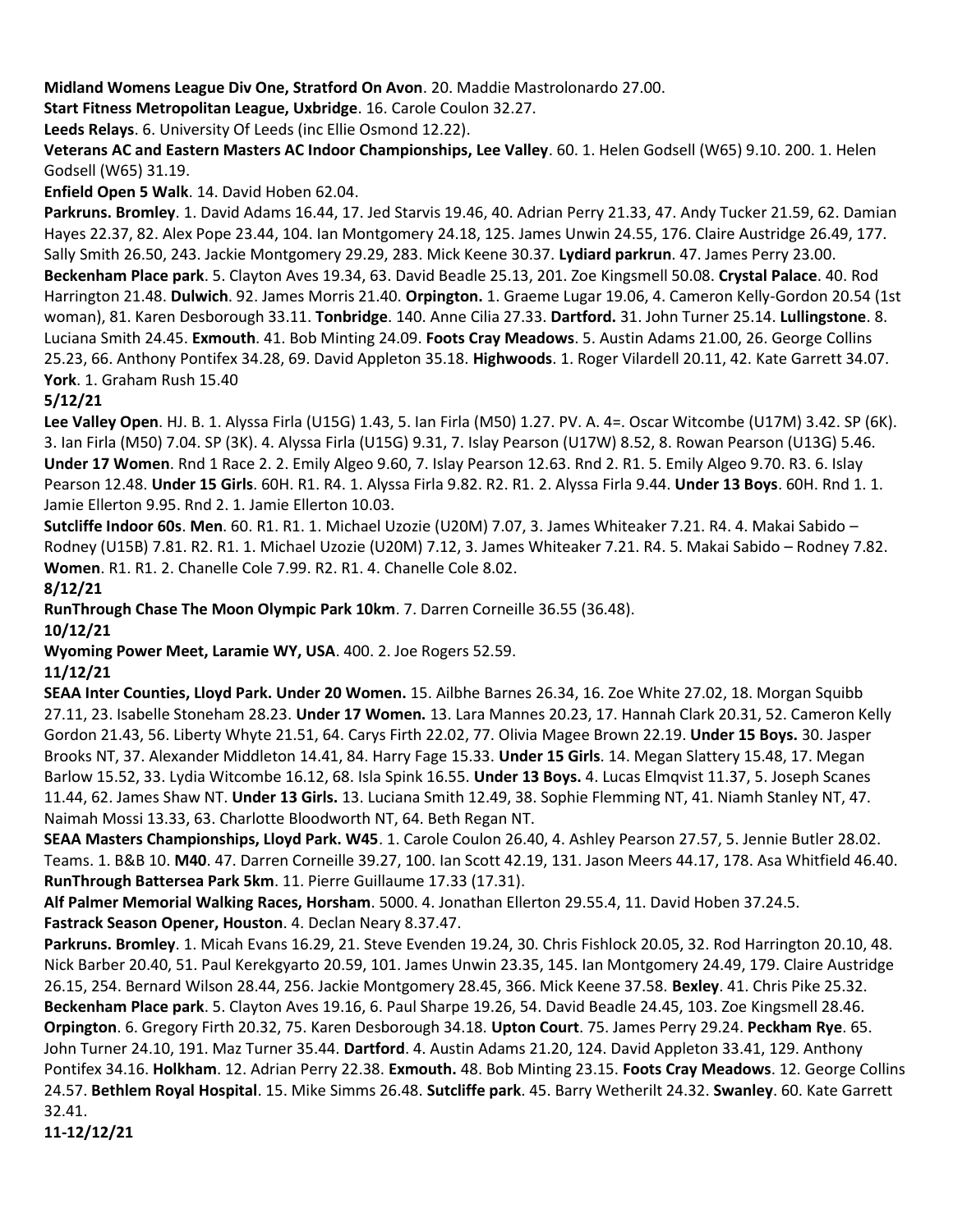**Midland Womens League Div One, Stratford On Avon**. 20. Maddie Mastrolonardo 27.00.

**Start Fitness Metropolitan League, Uxbridge**. 16. Carole Coulon 32.27.

**Leeds Relays**. 6. University Of Leeds (inc Ellie Osmond 12.22).

**Veterans AC and Eastern Masters AC Indoor Championships, Lee Valley**. 60. 1. Helen Godsell (W65) 9.10. 200. 1. Helen Godsell (W65) 31.19.

**Enfield Open 5 Walk**. 14. David Hoben 62.04.

**Parkruns. Bromley**. 1. David Adams 16.44, 17. Jed Starvis 19.46, 40. Adrian Perry 21.33, 47. Andy Tucker 21.59, 62. Damian Hayes 22.37, 82. Alex Pope 23.44, 104. Ian Montgomery 24.18, 125. James Unwin 24.55, 176. Claire Austridge 26.49, 177. Sally Smith 26.50, 243. Jackie Montgomery 29.29, 283. Mick Keene 30.37. **Lydiard parkrun**. 47. James Perry 23.00. **Beckenham Place park**. 5. Clayton Aves 19.34, 63. David Beadle 25.13, 201. Zoe Kingsmell 50.08. **Crystal Palace**. 40. Rod Harrington 21.48. **Dulwich**. 92. James Morris 21.40. **Orpington.** 1. Graeme Lugar 19.06, 4. Cameron Kelly-Gordon 20.54 (1st woman), 81. Karen Desborough 33.11. **Tonbridge**. 140. Anne Cilia 27.33. **Dartford.** 31. John Turner 25.14. **Lullingstone**. 8. Luciana Smith 24.45. **Exmouth**. 41. Bob Minting 24.09. **Foots Cray Meadows**. 5. Austin Adams 21.00, 26. George Collins 25.23, 66. Anthony Pontifex 34.28, 69. David Appleton 35.18. **Highwoods**. 1. Roger Vilardell 20.11, 42. Kate Garrett 34.07. **York**. 1. Graham Rush 15.40

**5/12/21**

**Lee Valley Open**. HJ. B. 1. Alyssa Firla (U15G) 1.43, 5. Ian Firla (M50) 1.27. PV. A. 4=. Oscar Witcombe (U17M) 3.42. SP (6K). 3. Ian Firla (M50) 7.04. SP (3K). 4. Alyssa Firla (U15G) 9.31, 7. Islay Pearson (U17W) 8.52, 8. Rowan Pearson (U13G) 5.46. **Under 17 Women**. Rnd 1 Race 2. 2. Emily Algeo 9.60, 7. Islay Pearson 12.63. Rnd 2. R1. 5. Emily Algeo 9.70. R3. 6. Islay Pearson 12.48. **Under 15 Girls**. 60H. R1. R4. 1. Alyssa Firla 9.82. R2. R1. 2. Alyssa Firla 9.44. **Under 13 Boys**. 60H. Rnd 1. 1. Jamie Ellerton 9.95. Rnd 2. 1. Jamie Ellerton 10.03.

**Sutcliffe Indoor 60s**. **Men**. 60. R1. R1. 1. Michael Uzozie (U20M) 7.07, 3. James Whiteaker 7.21. R4. 4. Makai Sabido – Rodney (U15B) 7.81. R2. R1. 1. Michael Uzozie (U20M) 7.12, 3. James Whiteaker 7.21. R4. 5. Makai Sabido – Rodney 7.82. **Women**. R1. R1. 2. Chanelle Cole 7.99. R2. R1. 4. Chanelle Cole 8.02.

**8/12/21**

**RunThrough Chase The Moon Olympic Park 10km**. 7. Darren Corneille 36.55 (36.48).

**10/12/21**

**Wyoming Power Meet, Laramie WY, USA**. 400. 2. Joe Rogers 52.59.

**11/12/21**

**SEAA Inter Counties, Lloyd Park. Under 20 Women.** 15. Ailbhe Barnes 26.34, 16. Zoe White 27.02, 18. Morgan Squibb 27.11, 23. Isabelle Stoneham 28.23. **Under 17 Women.** 13. Lara Mannes 20.23, 17. Hannah Clark 20.31, 52. Cameron Kelly Gordon 21.43, 56. Liberty Whyte 21.51, 64. Carys Firth 22.02, 77. Olivia Magee Brown 22.19. **Under 15 Boys.** 30. Jasper Brooks NT, 37. Alexander Middleton 14.41, 84. Harry Fage 15.33. **Under 15 Girls**. 14. Megan Slattery 15.48, 17. Megan Barlow 15.52, 33. Lydia Witcombe 16.12, 68. Isla Spink 16.55. **Under 13 Boys.** 4. Lucas Elmqvist 11.37, 5. Joseph Scanes 11.44, 62. James Shaw NT. **Under 13 Girls.** 13. Luciana Smith 12.49, 38. Sophie Flemming NT, 41. Niamh Stanley NT, 47. Naimah Mossi 13.33, 63. Charlotte Bloodworth NT, 64. Beth Regan NT.

**SEAA Masters Championships, Lloyd Park. W45**. 1. Carole Coulon 26.40, 4. Ashley Pearson 27.57, 5. Jennie Butler 28.02. Teams. 1. B&B 10. **M40**. 47. Darren Corneille 39.27, 100. Ian Scott 42.19, 131. Jason Meers 44.17, 178. Asa Whitfield 46.40.

**RunThrough Battersea Park 5km**. 11. Pierre Guillaume 17.33 (17.31).

**Alf Palmer Memorial Walking Races, Horsham**. 5000. 4. Jonathan Ellerton 29.55.4, 11. David Hoben 37.24.5.

**Fastrack Season Opener, Houston**. 4. Declan Neary 8.37.47.

**Parkruns. Bromley**. 1. Micah Evans 16.29, 21. Steve Evenden 19.24, 30. Chris Fishlock 20.05, 32. Rod Harrington 20.10, 48. Nick Barber 20.40, 51. Paul Kerekgyarto 20.59, 101. James Unwin 23.35, 145. Ian Montgomery 24.49, 179. Claire Austridge 26.15, 254. Bernard Wilson 28.44, 256. Jackie Montgomery 28.45, 366. Mick Keene 37.58. **Bexley**. 41. Chris Pike 25.32. **Beckenham Place park**. 5. Clayton Aves 19.16, 6. Paul Sharpe 19.26, 54. David Beadle 24.45, 103. Zoe Kingsmell 28.46. **Orpington**. 6. Gregory Firth 20.32, 75. Karen Desborough 34.18. **Upton Court**. 75. James Perry 29.24. **Peckham Rye**. 65. John Turner 24.10, 191. Maz Turner 35.44. **Dartford**. 4. Austin Adams 21.20, 124. David Appleton 33.41, 129. Anthony Pontifex 34.16. **Holkham**. 12. Adrian Perry 22.38. **Exmouth.** 48. Bob Minting 23.15. **Foots Cray Meadows**. 12. George Collins 24.57. **Bethlem Royal Hospital**. 15. Mike Simms 26.48. **Sutcliffe park**. 45. Barry Wetherilt 24.32. **Swanley**. 60. Kate Garrett 32.41.

**11-12/12/21**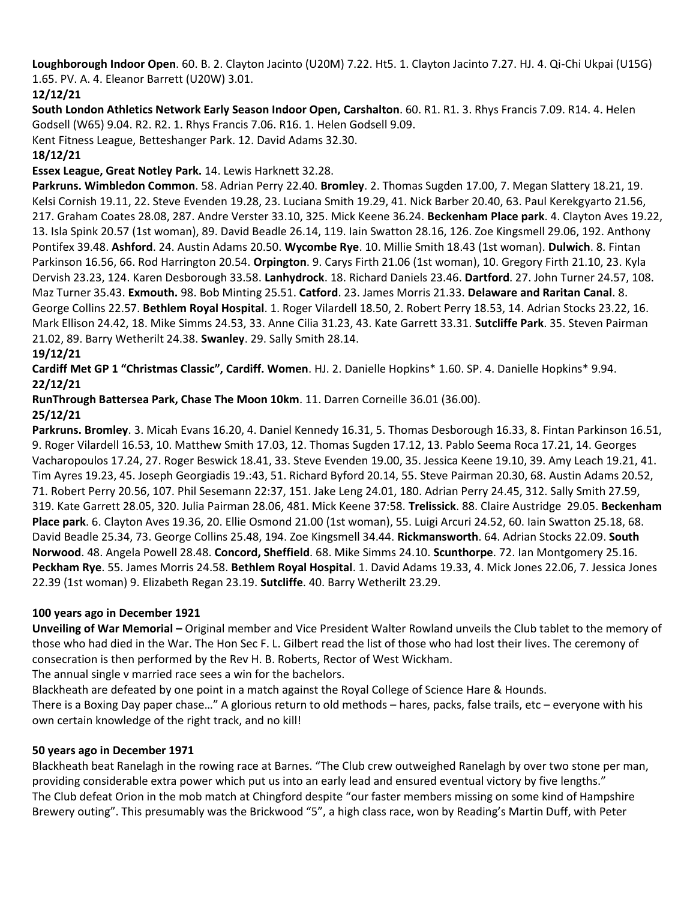**Loughborough Indoor Open**. 60. B. 2. Clayton Jacinto (U20M) 7.22. Ht5. 1. Clayton Jacinto 7.27. HJ. 4. Qi-Chi Ukpai (U15G) 1.65. PV. A. 4. Eleanor Barrett (U20W) 3.01.

**12/12/21**

**South London Athletics Network Early Season Indoor Open, Carshalton**. 60. R1. R1. 3. Rhys Francis 7.09. R14. 4. Helen Godsell (W65) 9.04. R2. R2. 1. Rhys Francis 7.06. R16. 1. Helen Godsell 9.09.

Kent Fitness League, Betteshanger Park. 12. David Adams 32.30.

**18/12/21**

**Essex League, Great Notley Park.** 14. Lewis Harknett 32.28.

**Parkruns. Wimbledon Common**. 58. Adrian Perry 22.40. **Bromley**. 2. Thomas Sugden 17.00, 7. Megan Slattery 18.21, 19. Kelsi Cornish 19.11, 22. Steve Evenden 19.28, 23. Luciana Smith 19.29, 41. Nick Barber 20.40, 63. Paul Kerekgyarto 21.56, 217. Graham Coates 28.08, 287. Andre Verster 33.10, 325. Mick Keene 36.24. **Beckenham Place park**. 4. Clayton Aves 19.22, 13. Isla Spink 20.57 (1st woman), 89. David Beadle 26.14, 119. Iain Swatton 28.16, 126. Zoe Kingsmell 29.06, 192. Anthony Pontifex 39.48. **Ashford**. 24. Austin Adams 20.50. **Wycombe Rye**. 10. Millie Smith 18.43 (1st woman). **Dulwich**. 8. Fintan Parkinson 16.56, 66. Rod Harrington 20.54. **Orpington**. 9. Carys Firth 21.06 (1st woman), 10. Gregory Firth 21.10, 23. Kyla Dervish 23.23, 124. Karen Desborough 33.58. **Lanhydrock**. 18. Richard Daniels 23.46. **Dartford**. 27. John Turner 24.57, 108. Maz Turner 35.43. **Exmouth.** 98. Bob Minting 25.51. **Catford**. 23. James Morris 21.33. **Delaware and Raritan Canal**. 8. George Collins 22.57. **Bethlem Royal Hospital**. 1. Roger Vilardell 18.50, 2. Robert Perry 18.53, 14. Adrian Stocks 23.22, 16. Mark Ellison 24.42, 18. Mike Simms 24.53, 33. Anne Cilia 31.23, 43. Kate Garrett 33.31. **Sutcliffe Park**. 35. Steven Pairman 21.02, 89. Barry Wetherilt 24.38. **Swanley**. 29. Sally Smith 28.14.

**19/12/21**

**Cardiff Met GP 1 "Christmas Classic", Cardiff. Women**. HJ. 2. Danielle Hopkins* 1.60. SP. 4. Danielle Hopkins* 9.94.

**22/12/21**

**RunThrough Battersea Park, Chase The Moon 10km**. 11. Darren Corneille 36.01 (36.00).

**25/12/21**

**Parkruns. Bromley**. 3. Micah Evans 16.20, 4. Daniel Kennedy 16.31, 5. Thomas Desborough 16.33, 8. Fintan Parkinson 16.51, 9. Roger Vilardell 16.53, 10. Matthew Smith 17.03, 12. Thomas Sugden 17.12, 13. Pablo Seema Roca 17.21, 14. Georges Vacharopoulos 17.24, 27. Roger Beswick 18.41, 33. Steve Evenden 19.00, 35. Jessica Keene 19.10, 39. Amy Leach 19.21, 41. Tim Ayres 19.23, 45. Joseph Georgiadis 19.:43, 51. Richard Byford 20.14, 55. Steve Pairman 20.30, 68. Austin Adams 20.52, 71. Robert Perry 20.56, 107. Phil Sesemann 22:37, 151. Jake Leng 24.01, 180. Adrian Perry 24.45, 312. Sally Smith 27.59, 319. Kate Garrett 28.05, 320. Julia Pairman 28.06, 481. Mick Keene 37:58. **Trelissick**. 88. Claire Austridge 29.05. **Beckenham Place park**. 6. Clayton Aves 19.36, 20. Ellie Osmond 21.00 (1st woman), 55. Luigi Arcuri 24.52, 60. Iain Swatton 25.18, 68. David Beadle 25.34, 73. George Collins 25.48, 194. Zoe Kingsmell 34.44. **Rickmansworth**. 64. Adrian Stocks 22.09. **South Norwood**. 48. Angela Powell 28.48. **Concord, Sheffield**. 68. Mike Simms 24.10. **Scunthorpe**. 72. Ian Montgomery 25.16. **Peckham Rye**. 55. James Morris 24.58. **Bethlem Royal Hospital**. 1. David Adams 19.33, 4. Mick Jones 22.06, 7. Jessica Jones 22.39 (1st woman) 9. Elizabeth Regan 23.19. **Sutcliffe**. 40. Barry Wetherilt 23.29.

## 100 years ago in December 1921

**Unveiling of War Memorial –** Original member and Vice President Walter Rowland unveils the Club tablet to the memory of those who had died in the War. The Hon Sec F. L. Gilbert read the list of those who had lost their lives. The ceremony of consecration is then performed by the Rev H. B. Roberts, Rector of West Wickham.

The annual single v married race sees a win for the bachelors.

Blackheath are defeated by one point in a match against the Royal College of Science Hare & Hounds.

There is a Boxing Day paper chase…" A glorious return to old methods – hares, packs, false trails, etc – everyone with his own certain knowledge of the right track, and no kill!

## 50 years ago in December 1971

Blackheath beat Ranelagh in the rowing race at Barnes. "The Club crew outweighed Ranelagh by over two stone per man, providing considerable extra power which put us into an early lead and ensured eventual victory by five lengths."

The Club defeat Orion in the mob match at Chingford despite "our faster members missing on some kind of Hampshire Brewery outing". This presumably was the Brickwood "5", a high class race, won by Reading's Martin Duff, with Peter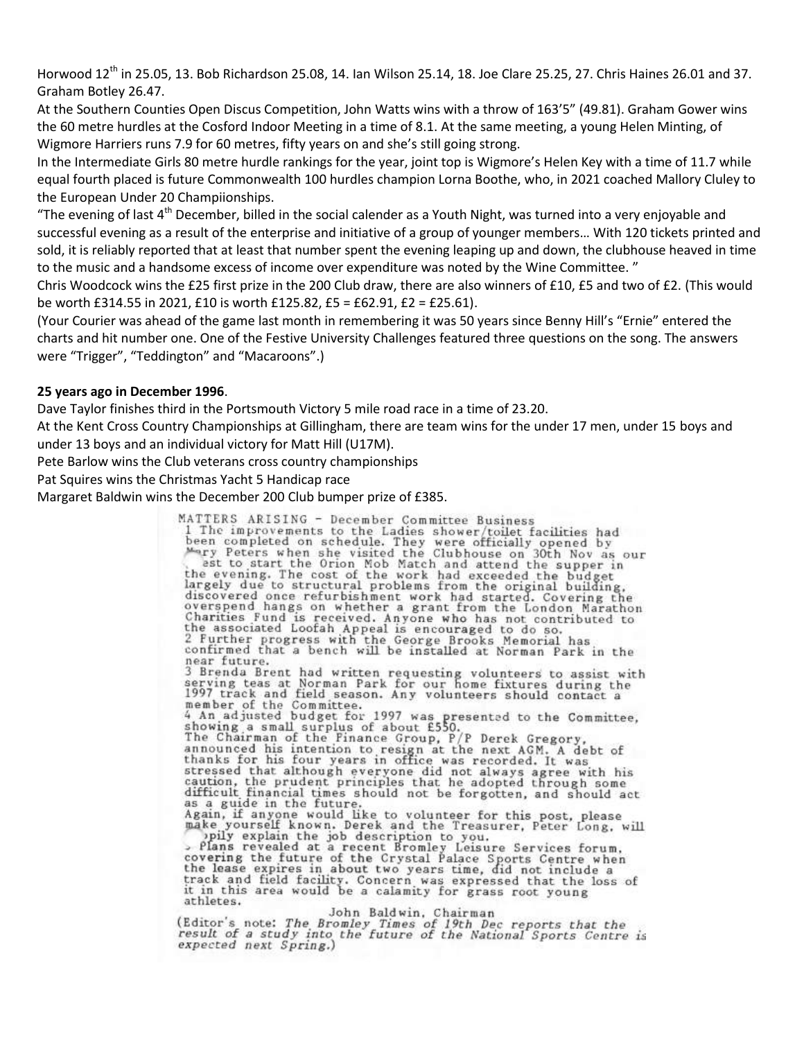Horwood 12th in 25.05, 13. Bob Richardson 25.08, 14. Ian Wilson 25.14, 18. Joe Clare 25.25, 27. Chris Haines 26.01 and 37. Graham Botley 26.47.

At the Southern Counties Open Discus Competition, John Watts wins with a throw of 163'5" (49.81). Graham Gower wins the 60 metre hurdles at the Cosford Indoor Meeting in a time of 8.1. At the same meeting, a young Helen Minting, of Wigmore Harriers runs 7.9 for 60 metres, fifty years on and she's still going strong.

In the Intermediate Girls 80 metre hurdle rankings for the year, joint top is Wigmore's Helen Key with a time of 11.7 while equal fourth placed is future Commonwealth 100 hurdles champion Lorna Boothe, who, in 2021 coached Mallory Cluley to the European Under 20 Champiionships.

"The evening of last 4th December, billed in the social calender as a Youth Night, was turned into a very enjoyable and successful evening as a result of the enterprise and initiative of a group of younger members… With 120 tickets printed and sold, it is reliably reported that at least that number spent the evening leaping up and down, the clubhouse heaved in time to the music and a handsome excess of income over expenditure was noted by the Wine Committee. "

Chris Woodcock wins the £25 first prize in the 200 Club draw, there are also winners of £10, £5 and two of £2. (This would be worth £314.55 in 2021, £10 is worth £125.82, £5 = £62.91, £2 = £25.61).

(Your Courier was ahead of the game last month in remembering it was 50 years since Benny Hill's "Ernie" entered the charts and hit number one. One of the Festive University Challenges featured three questions on the song. The answers were "Trigger", "Teddington" and "Macaroons".)

**25 years ago in December 1996**.

Dave Taylor finishes third in the Portsmouth Victory 5 mile road race in a time of 23.20.

At the Kent Cross Country Championships at Gillingham, there are team wins for the under 17 men, under 15 boys and under 13 boys and an individual victory for Matt Hill (U17M).

Pete Barlow wins the Club veterans cross country championships

Pat Squires wins the Christmas Yacht 5 Handicap race

Margaret Baldwin wins the December 200 Club bumper prize of £385.

MATTERS ARISING - December Committee Business

1 The improvements to the Ladies shower/toilet facilities had been completed on schedule. They were officially opened by Mary Peters when she visited the Clubhouse on 30th Nov as our guest to start the Orion Mob Match and attend the supper in the evening. The cost of the work had exceeded the budget largely due to structural problems from the original building, discovered once refurbishment work had started. Covering the overspend hangs on whether a grant from the London Marathon Charities Fund is received. Anyone who has not contributed to the associated Loofah Appeal is encouraged to do so.

2 Further progress with the George Brooks Memorial has confirmed that a bench will be installed at Norman Park in the near future.

3 Brenda Brent had written requesting volunteers to assist with serving teas at Norman Park for our home fixtures during the 1997 track and field season. Any volunteers should contact a member of the Committee.

4 An adjusted budget for 1997 was presented to the Committee, showing a small surplus of about £550.

The Chairman of the Finance Group, P/P Derek Gregory, announced his intention to resign at the next AGM. A debt of thanks for his four years in office was recorded. It was stressed that although everyone did not always agree with his caution, the prudent principles that he adopted through some difficult financial times should not be forgotten, and should act as a guide in the future.

Again, if anyone would like to volunteer for this post, please make yourself known. Derek and the Treasurer, Peter Long, will happily explain the job description to you.

5 Plans revealed at a recent Bromley Leisure Services forum, covering the future of the Crystal Palace Sports Centre when the lease expires in about two years time, did not include a track and field facility. Concern was expressed that the loss of it in this area would be a calamity for grass root young athletes.

John Baldwin, Chairman

(Editor's note: *The Bromley Times of 19th Dec reports that the result of a study into the future of the National Sports Centre is expected next Spring.*)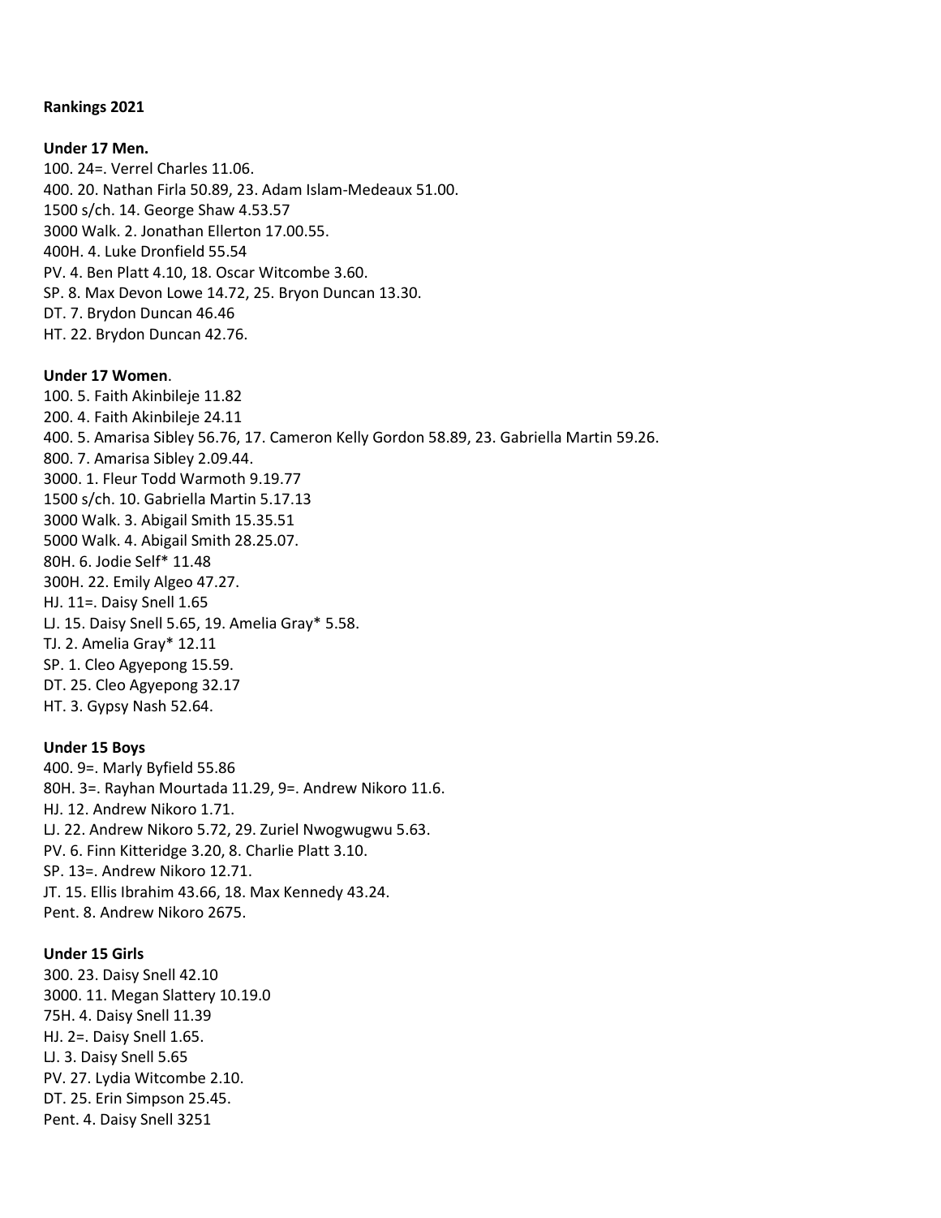**Rankings 2021**

**Under 17 Men.**
100. 24=. Verrel Charles 11.06.
400. 20. Nathan Firla 50.89, 23. Adam Islam-Medeaux 51.00.
1500 s/ch. 14. George Shaw 4.53.57
3000 Walk. 2. Jonathan Ellerton 17.00.55.
400H. 4. Luke Dronfield 55.54
PV. 4. Ben Platt 4.10, 18. Oscar Witcombe 3.60.
SP. 8. Max Devon Lowe 14.72, 25. Bryon Duncan 13.30.
DT. 7. Brydon Duncan 46.46
HT. 22. Brydon Duncan 42.76.

**Under 17 Women**.
100. 5. Faith Akinbileje 11.82
200. 4. Faith Akinbileje 24.11
400. 5. Amarisa Sibley 56.76, 17. Cameron Kelly Gordon 58.89, 23. Gabriella Martin 59.26.
800. 7. Amarisa Sibley 2.09.44.
3000. 1. Fleur Todd Warmoth 9.19.77
1500 s/ch. 10. Gabriella Martin 5.17.13
3000 Walk. 3. Abigail Smith 15.35.51
5000 Walk. 4. Abigail Smith 28.25.07.
80H. 6. Jodie Self* 11.48
300H. 22. Emily Algeo 47.27.
HJ. 11=. Daisy Snell 1.65
LJ. 15. Daisy Snell 5.65, 19. Amelia Gray* 5.58.
TJ. 2. Amelia Gray* 12.11
SP. 1. Cleo Agyepong 15.59.
DT. 25. Cleo Agyepong 32.17
HT. 3. Gypsy Nash 52.64.

**Under 15 Boys**
400. 9=. Marly Byfield 55.86
80H. 3=. Rayhan Mourtada 11.29, 9=. Andrew Nikoro 11.6.
HJ. 12. Andrew Nikoro 1.71.
LJ. 22. Andrew Nikoro 5.72, 29. Zuriel Nwogwugwu 5.63.
PV. 6. Finn Kitteridge 3.20, 8. Charlie Platt 3.10.
SP. 13=. Andrew Nikoro 12.71.
JT. 15. Ellis Ibrahim 43.66, 18. Max Kennedy 43.24.
Pent. 8. Andrew Nikoro 2675.

**Under 15 Girls**
300. 23. Daisy Snell 42.10
3000. 11. Megan Slattery 10.19.0
75H. 4. Daisy Snell 11.39
HJ. 2=. Daisy Snell 1.65.
LJ. 3. Daisy Snell 5.65
PV. 27. Lydia Witcombe 2.10.
DT. 25. Erin Simpson 25.45.
Pent. 4. Daisy Snell 3251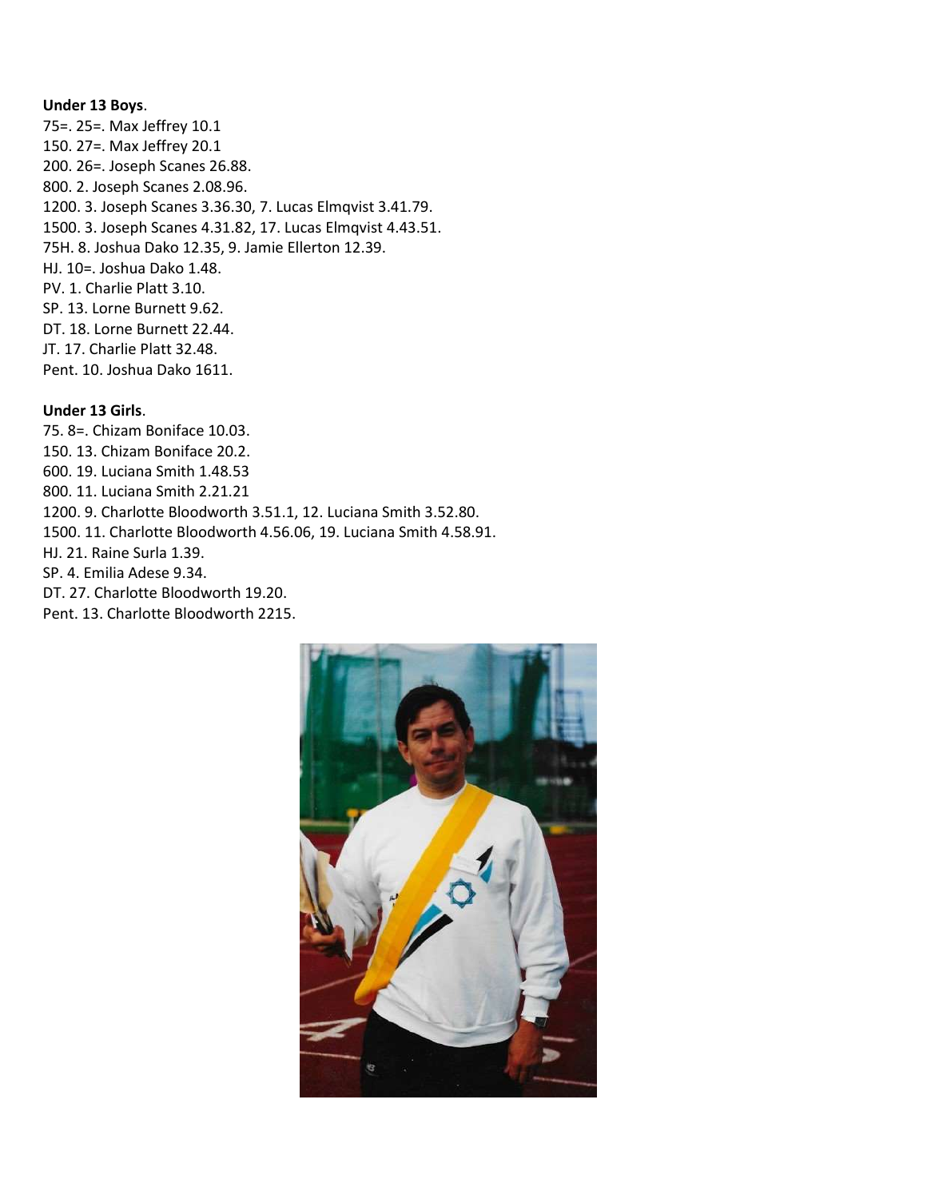**Under 13 Boys**.

75=. 25=. Max Jeffrey 10.1
150. 27=. Max Jeffrey 20.1
200. 26=. Joseph Scanes 26.88.
800. 2. Joseph Scanes 2.08.96.
1200. 3. Joseph Scanes 3.36.30, 7. Lucas Elmqvist 3.41.79.
1500. 3. Joseph Scanes 4.31.82, 17. Lucas Elmqvist 4.43.51.
75H. 8. Joshua Dako 12.35, 9. Jamie Ellerton 12.39.
HJ. 10=. Joshua Dako 1.48.
PV. 1. Charlie Platt 3.10.
SP. 13. Lorne Burnett 9.62.
DT. 18. Lorne Burnett 22.44.
JT. 17. Charlie Platt 32.48.
Pent. 10. Joshua Dako 1611.

**Under 13 Girls**.

75. 8=. Chizam Boniface 10.03.
150. 13. Chizam Boniface 20.2.
600. 19. Luciana Smith 1.48.53
800. 11. Luciana Smith 2.21.21
1200. 9. Charlotte Bloodworth 3.51.1, 12. Luciana Smith 3.52.80.
1500. 11. Charlotte Bloodworth 4.56.06, 19. Luciana Smith 4.58.91.
HJ. 21. Raine Surla 1.39.
SP. 4. Emilia Adese 9.34.
DT. 27. Charlotte Bloodworth 19.20.
Pent. 13. Charlotte Bloodworth 2215.